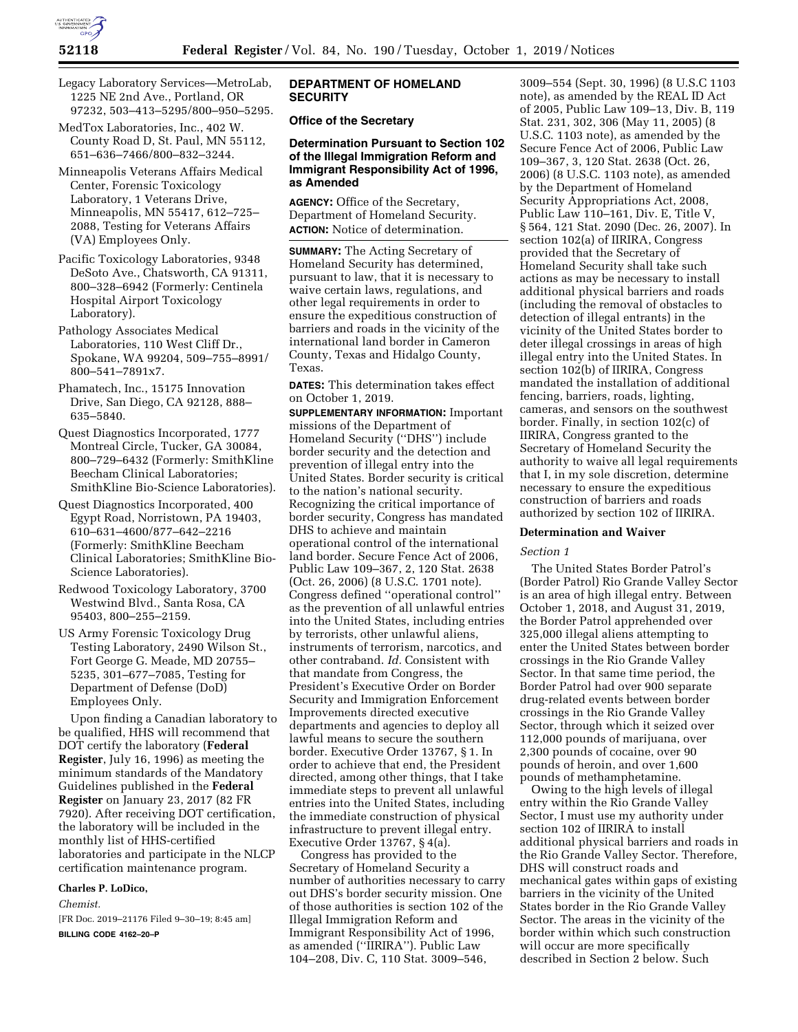Legacy Laboratory Services—MetroLab, 1225 NE 2nd Ave., Portland, OR 97232, 503–413–5295/800–950–5295.

MedTox Laboratories, Inc., 402 W. County Road D, St. Paul, MN 55112, 651–636–7466/800–832–3244.

Minneapolis Veterans Affairs Medical Center, Forensic Toxicology Laboratory, 1 Veterans Drive, Minneapolis, MN 55417, 612–725–2088, Testing for Veterans Affairs (VA) Employees Only.

Pacific Toxicology Laboratories, 9348 DeSoto Ave., Chatsworth, CA 91311, 800–328–6942 (Formerly: Centinela Hospital Airport Toxicology Laboratory).

Pathology Associates Medical Laboratories, 110 West Cliff Dr., Spokane, WA 99204, 509–755–8991/800–541–7891x7.

Phamatech, Inc., 15175 Innovation Drive, San Diego, CA 92128, 888–635–5840.

Quest Diagnostics Incorporated, 1777 Montreal Circle, Tucker, GA 30084, 800–729–6432 (Formerly: SmithKline Beecham Clinical Laboratories; SmithKline Bio-Science Laboratories).

Quest Diagnostics Incorporated, 400 Egypt Road, Norristown, PA 19403, 610–631–4600/877–642–2216 (Formerly: SmithKline Beecham Clinical Laboratories; SmithKline Bio-Science Laboratories).

Redwood Toxicology Laboratory, 3700 Westwind Blvd., Santa Rosa, CA 95403, 800–255–2159.

US Army Forensic Toxicology Drug Testing Laboratory, 2490 Wilson St., Fort George G. Meade, MD 20755–5235, 301–677–7085, Testing for Department of Defense (DoD) Employees Only.

Upon finding a Canadian laboratory to be qualified, HHS will recommend that DOT certify the laboratory (**Federal Register**, July 16, 1996) as meeting the minimum standards of the Mandatory Guidelines published in the **Federal Register** on January 23, 2017 (82 FR 7920). After receiving DOT certification, the laboratory will be included in the monthly list of HHS-certified laboratories and participate in the NLCP certification maintenance program.

**Charles P. LoDico,**

*Chemist.*

[FR Doc. 2019–21176 Filed 9–30–19; 8:45 am]

**BILLING CODE 4162–20–P**

## DEPARTMENT OF HOMELAND SECURITY

### Office of the Secretary

### Determination Pursuant to Section 102 of the Illegal Immigration Reform and Immigrant Responsibility Act of 1996, as Amended

**AGENCY:** Office of the Secretary, Department of Homeland Security.

**ACTION:** Notice of determination.

**SUMMARY:** The Acting Secretary of Homeland Security has determined, pursuant to law, that it is necessary to waive certain laws, regulations, and other legal requirements in order to ensure the expeditious construction of barriers and roads in the vicinity of the international land border in Cameron County, Texas and Hidalgo County, Texas.

**DATES:** This determination takes effect on October 1, 2019.

**SUPPLEMENTARY INFORMATION:** Important missions of the Department of Homeland Security (''DHS'') include border security and the detection and prevention of illegal entry into the United States. Border security is critical to the nation's national security. Recognizing the critical importance of border security, Congress has mandated DHS to achieve and maintain operational control of the international land border. Secure Fence Act of 2006, Public Law 109–367, 2, 120 Stat. 2638 (Oct. 26, 2006) (8 U.S.C. 1701 note). Congress defined ''operational control'' as the prevention of all unlawful entries into the United States, including entries by terrorists, other unlawful aliens, instruments of terrorism, narcotics, and other contraband. *Id.* Consistent with that mandate from Congress, the President's Executive Order on Border Security and Immigration Enforcement Improvements directed executive departments and agencies to deploy all lawful means to secure the southern border. Executive Order 13767, § 1. In order to achieve that end, the President directed, among other things, that I take immediate steps to prevent all unlawful entries into the United States, including the immediate construction of physical infrastructure to prevent illegal entry. Executive Order 13767, § 4(a).

Congress has provided to the Secretary of Homeland Security a number of authorities necessary to carry out DHS's border security mission. One of those authorities is section 102 of the Illegal Immigration Reform and Immigrant Responsibility Act of 1996, as amended (''IIRIRA''). Public Law 104–208, Div. C, 110 Stat. 3009–546, 3009–554 (Sept. 30, 1996) (8 U.S.C 1103 note), as amended by the REAL ID Act of 2005, Public Law 109–13, Div. B, 119 Stat. 231, 302, 306 (May 11, 2005) (8 U.S.C. 1103 note), as amended by the Secure Fence Act of 2006, Public Law 109–367, 3, 120 Stat. 2638 (Oct. 26, 2006) (8 U.S.C. 1103 note), as amended by the Department of Homeland Security Appropriations Act, 2008, Public Law 110–161, Div. E, Title V, § 564, 121 Stat. 2090 (Dec. 26, 2007). In section 102(a) of IIRIRA, Congress provided that the Secretary of Homeland Security shall take such actions as may be necessary to install additional physical barriers and roads (including the removal of obstacles to detection of illegal entrants) in the vicinity of the United States border to deter illegal crossings in areas of high illegal entry into the United States. In section 102(b) of IIRIRA, Congress mandated the installation of additional fencing, barriers, roads, lighting, cameras, and sensors on the southwest border. Finally, in section 102(c) of IIRIRA, Congress granted to the Secretary of Homeland Security the authority to waive all legal requirements that I, in my sole discretion, determine necessary to ensure the expeditious construction of barriers and roads authorized by section 102 of IIRIRA.

#### Determination and Waiver

*Section 1*

The United States Border Patrol's (Border Patrol) Rio Grande Valley Sector is an area of high illegal entry. Between October 1, 2018, and August 31, 2019, the Border Patrol apprehended over 325,000 illegal aliens attempting to enter the United States between border crossings in the Rio Grande Valley Sector. In that same time period, the Border Patrol had over 900 separate drug-related events between border crossings in the Rio Grande Valley Sector, through which it seized over 112,000 pounds of marijuana, over 2,300 pounds of cocaine, over 90 pounds of heroin, and over 1,600 pounds of methamphetamine.

Owing to the high levels of illegal entry within the Rio Grande Valley Sector, I must use my authority under section 102 of IIRIRA to install additional physical barriers and roads in the Rio Grande Valley Sector. Therefore, DHS will construct roads and mechanical gates within gaps of existing barriers in the vicinity of the United States border in the Rio Grande Valley Sector. The areas in the vicinity of the border within which such construction will occur are more specifically described in Section 2 below. Such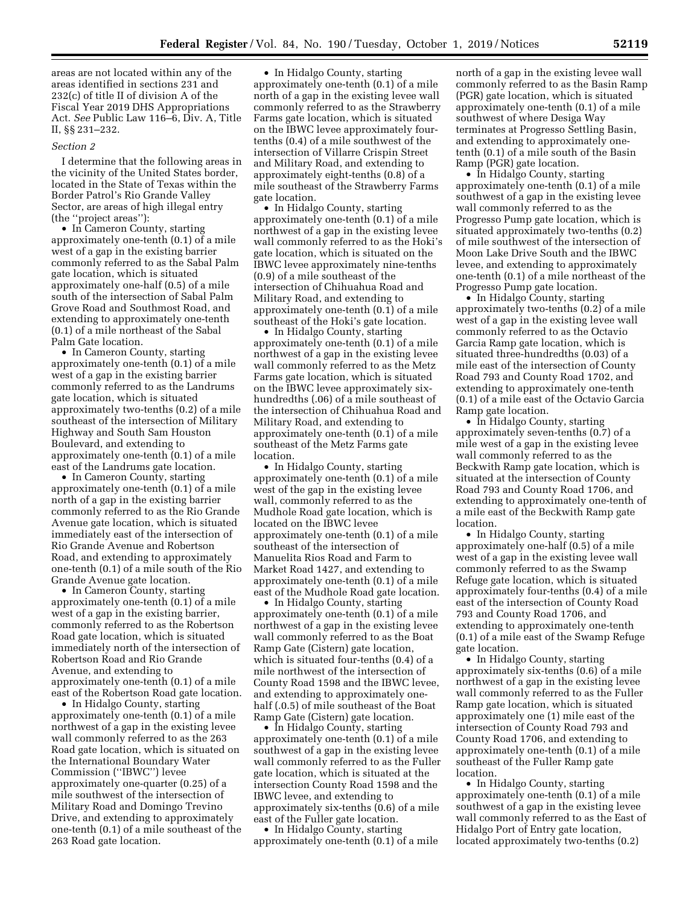areas are not located within any of the areas identified in sections 231 and 232(c) of title II of division A of the Fiscal Year 2019 DHS Appropriations Act. *See* Public Law 116–6, Div. A, Title II, §§ 231–232.

*Section 2*

I determine that the following areas in the vicinity of the United States border, located in the State of Texas within the Border Patrol's Rio Grande Valley Sector, are areas of high illegal entry (the ''project areas''):

- In Cameron County, starting approximately one-tenth (0.1) of a mile west of a gap in the existing barrier commonly referred to as the Sabal Palm gate location, which is situated approximately one-half (0.5) of a mile south of the intersection of Sabal Palm Grove Road and Southmost Road, and extending to approximately one-tenth (0.1) of a mile northeast of the Sabal Palm Gate location.
- In Cameron County, starting approximately one-tenth (0.1) of a mile west of a gap in the existing barrier commonly referred to as the Landrums gate location, which is situated approximately two-tenths (0.2) of a mile southeast of the intersection of Military Highway and South Sam Houston Boulevard, and extending to approximately one-tenth (0.1) of a mile east of the Landrums gate location.
- In Cameron County, starting approximately one-tenth (0.1) of a mile north of a gap in the existing barrier commonly referred to as the Rio Grande Avenue gate location, which is situated immediately east of the intersection of Rio Grande Avenue and Robertson Road, and extending to approximately one-tenth (0.1) of a mile south of the Rio Grande Avenue gate location.
- In Cameron County, starting approximately one-tenth (0.1) of a mile west of a gap in the existing barrier, commonly referred to as the Robertson Road gate location, which is situated immediately north of the intersection of Robertson Road and Rio Grande Avenue, and extending to approximately one-tenth (0.1) of a mile east of the Robertson Road gate location.
- In Hidalgo County, starting approximately one-tenth (0.1) of a mile northwest of a gap in the existing levee wall commonly referred to as the 263 Road gate location, which is situated on the International Boundary Water Commission (''IBWC'') levee approximately one-quarter (0.25) of a mile southwest of the intersection of Military Road and Domingo Trevino Drive, and extending to approximately one-tenth (0.1) of a mile southeast of the 263 Road gate location.
- In Hidalgo County, starting approximately one-tenth (0.1) of a mile north of a gap in the existing levee wall commonly referred to as the Strawberry Farms gate location, which is situated on the IBWC levee approximately four-tenths (0.4) of a mile southwest of the intersection of Villarre Crispin Street and Military Road, and extending to approximately eight-tenths (0.8) of a mile southeast of the Strawberry Farms gate location.
- In Hidalgo County, starting approximately one-tenth (0.1) of a mile northwest of a gap in the existing levee wall commonly referred to as the Hoki's gate location, which is situated on the IBWC levee approximately nine-tenths (0.9) of a mile southeast of the intersection of Chihuahua Road and Military Road, and extending to approximately one-tenth (0.1) of a mile southeast of the Hoki's gate location.
- In Hidalgo County, starting approximately one-tenth (0.1) of a mile northwest of a gap in the existing levee wall commonly referred to as the Metz Farms gate location, which is situated on the IBWC levee approximately six-hundredths (.06) of a mile southeast of the intersection of Chihuahua Road and Military Road, and extending to approximately one-tenth (0.1) of a mile southeast of the Metz Farms gate location.
- In Hidalgo County, starting approximately one-tenth (0.1) of a mile west of the gap in the existing levee wall, commonly referred to as the Mudhole Road gate location, which is located on the IBWC levee approximately one-tenth (0.1) of a mile southeast of the intersection of Manuelita Rios Road and Farm to Market Road 1427, and extending to approximately one-tenth (0.1) of a mile east of the Mudhole Road gate location.
- In Hidalgo County, starting approximately one-tenth (0.1) of a mile northwest of a gap in the existing levee wall commonly referred to as the Boat Ramp Gate (Cistern) gate location, which is situated four-tenths (0.4) of a mile northwest of the intersection of County Road 1598 and the IBWC levee, and extending to approximately one-half (.0.5) of mile southeast of the Boat Ramp Gate (Cistern) gate location.
- In Hidalgo County, starting approximately one-tenth (0.1) of a mile southwest of a gap in the existing levee wall commonly referred to as the Fuller gate location, which is situated at the intersection County Road 1598 and the IBWC levee, and extending to approximately six-tenths (0.6) of a mile east of the Fuller gate location.
- In Hidalgo County, starting approximately one-tenth (0.1) of a mile north of a gap in the existing levee wall commonly referred to as the Basin Ramp (PGR) gate location, which is situated approximately one-tenth (0.1) of a mile southwest of where Desiga Way terminates at Progresso Settling Basin, and extending to approximately one-tenth (0.1) of a mile south of the Basin Ramp (PGR) gate location.
- In Hidalgo County, starting approximately one-tenth (0.1) of a mile southwest of a gap in the existing levee wall commonly referred to as the Progresso Pump gate location, which is situated approximately two-tenths (0.2) of mile southwest of the intersection of Moon Lake Drive South and the IBWC levee, and extending to approximately one-tenth (0.1) of a mile northeast of the Progresso Pump gate location.
- In Hidalgo County, starting approximately two-tenths (0.2) of a mile west of a gap in the existing levee wall commonly referred to as the Octavio Garcia Ramp gate location, which is situated three-hundredths (0.03) of a mile east of the intersection of County Road 793 and County Road 1702, and extending to approximately one-tenth (0.1) of a mile east of the Octavio Garcia Ramp gate location.
- In Hidalgo County, starting approximately seven-tenths (0.7) of a mile west of a gap in the existing levee wall commonly referred to as the Beckwith Ramp gate location, which is situated at the intersection of County Road 793 and County Road 1706, and extending to approximately one-tenth of a mile east of the Beckwith Ramp gate location.
- In Hidalgo County, starting approximately one-half (0.5) of a mile west of a gap in the existing levee wall commonly referred to as the Swamp Refuge gate location, which is situated approximately four-tenths (0.4) of a mile east of the intersection of County Road 793 and County Road 1706, and extending to approximately one-tenth (0.1) of a mile east of the Swamp Refuge gate location.
- In Hidalgo County, starting approximately six-tenths (0.6) of a mile northwest of a gap in the existing levee wall commonly referred to as the Fuller Ramp gate location, which is situated approximately one (1) mile east of the intersection of County Road 793 and County Road 1706, and extending to approximately one-tenth (0.1) of a mile southeast of the Fuller Ramp gate location.
- In Hidalgo County, starting approximately one-tenth (0.1) of a mile southwest of a gap in the existing levee wall commonly referred to as the East of Hidalgo Port of Entry gate location, located approximately two-tenths (0.2)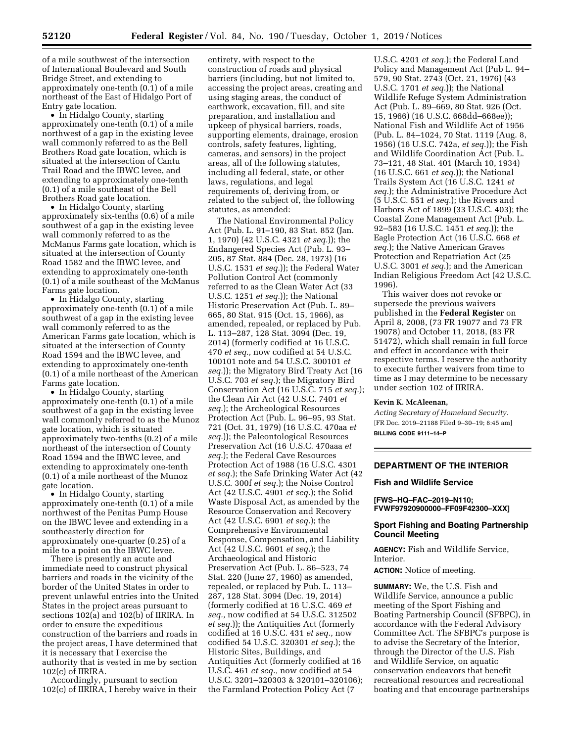of a mile southwest of the intersection of International Boulevard and South Bridge Street, and extending to approximately one-tenth (0.1) of a mile northeast of the East of Hidalgo Port of Entry gate location.

- In Hidalgo County, starting approximately one-tenth (0.1) of a mile northwest of a gap in the existing levee wall commonly referred to as the Bell Brothers Road gate location, which is situated at the intersection of Cantu Trail Road and the IBWC levee, and extending to approximately one-tenth (0.1) of a mile southeast of the Bell Brothers Road gate location.
- In Hidalgo County, starting approximately six-tenths (0.6) of a mile southwest of a gap in the existing levee wall commonly referred to as the McManus Farms gate location, which is situated at the intersection of County Road 1582 and the IBWC levee, and extending to approximately one-tenth (0.1) of a mile southeast of the McManus Farms gate location.
- In Hidalgo County, starting approximately one-tenth (0.1) of a mile southwest of a gap in the existing levee wall commonly referred to as the American Farms gate location, which is situated at the intersection of County Road 1594 and the IBWC levee, and extending to approximately one-tenth (0.1) of a mile northeast of the American Farms gate location.
- In Hidalgo County, starting approximately one-tenth (0.1) of a mile southwest of a gap in the existing levee wall commonly referred to as the Munoz gate location, which is situated approximately two-tenths (0.2) of a mile northeast of the intersection of County Road 1594 and the IBWC levee, and extending to approximately one-tenth (0.1) of a mile northeast of the Munoz gate location.
- In Hidalgo County, starting approximately one-tenth (0.1) of a mile northwest of the Penitas Pump House on the IBWC levee and extending in a southeasterly direction for approximately one-quarter (0.25) of a mile to a point on the IBWC levee.

There is presently an acute and immediate need to construct physical barriers and roads in the vicinity of the border of the United States in order to prevent unlawful entries into the United States in the project areas pursuant to sections 102(a) and 102(b) of IIRIRA. In order to ensure the expeditious construction of the barriers and roads in the project areas, I have determined that it is necessary that I exercise the authority that is vested in me by section 102(c) of IIRIRA.

Accordingly, pursuant to section 102(c) of IIRIRA, I hereby waive in their entirety, with respect to the construction of roads and physical barriers (including, but not limited to, accessing the project areas, creating and using staging areas, the conduct of earthwork, excavation, fill, and site preparation, and installation and upkeep of physical barriers, roads, supporting elements, drainage, erosion controls, safety features, lighting, cameras, and sensors) in the project areas, all of the following statutes, including all federal, state, or other laws, regulations, and legal requirements of, deriving from, or related to the subject of, the following statutes, as amended:

The National Environmental Policy Act (Pub. L. 91–190, 83 Stat. 852 (Jan. 1, 1970) (42 U.S.C. 4321 *et seq.*)); the Endangered Species Act (Pub. L. 93–205, 87 Stat. 884 (Dec. 28, 1973) (16 U.S.C. 1531 *et seq.*)); the Federal Water Pollution Control Act (commonly referred to as the Clean Water Act (33 U.S.C. 1251 *et seq.*)); the National Historic Preservation Act (Pub. L. 89–665, 80 Stat. 915 (Oct. 15, 1966), as amended, repealed, or replaced by Pub. L. 113–287, 128 Stat. 3094 (Dec. 19, 2014) (formerly codified at 16 U.S.C. 470 *et seq.,* now codified at 54 U.S.C. 100101 note and 54 U.S.C. 300101 *et seq.*)); the Migratory Bird Treaty Act (16 U.S.C. 703 *et seq.*); the Migratory Bird Conservation Act (16 U.S.C. 715 *et seq.*); the Clean Air Act (42 U.S.C. 7401 *et seq.*); the Archeological Resources Protection Act (Pub. L. 96–95, 93 Stat. 721 (Oct. 31, 1979) (16 U.S.C. 470aa *et seq.*)); the Paleontological Resources Preservation Act (16 U.S.C. 470aaa *et seq.*); the Federal Cave Resources Protection Act of 1988 (16 U.S.C. 4301 *et seq.*); the Safe Drinking Water Act (42 U.S.C. 300f *et seq.*); the Noise Control Act (42 U.S.C. 4901 *et seq.*); the Solid Waste Disposal Act, as amended by the Resource Conservation and Recovery Act (42 U.S.C. 6901 *et seq.*); the Comprehensive Environmental Response, Compensation, and Liability Act (42 U.S.C. 9601 *et seq.*); the Archaeological and Historic Preservation Act (Pub. L. 86–523, 74 Stat. 220 (June 27, 1960) as amended, repealed, or replaced by Pub. L. 113–287, 128 Stat. 3094 (Dec. 19, 2014) (formerly codified at 16 U.S.C. 469 *et seq.,* now codified at 54 U.S.C. 312502 *et seq.*)); the Antiquities Act (formerly codified at 16 U.S.C. 431 *et seq.,* now codified 54 U.S.C. 320301 *et seq.*); the Historic Sites, Buildings, and Antiquities Act (formerly codified at 16 U.S.C. 461 *et seq.,* now codified at 54 U.S.C. 3201–320303 & 320101–320106); the Farmland Protection Policy Act (7 U.S.C. 4201 *et seq.*); the Federal Land Policy and Management Act (Pub L. 94–579, 90 Stat. 2743 (Oct. 21, 1976) (43 U.S.C. 1701 *et seq.*)); the National Wildlife Refuge System Administration Act (Pub. L. 89–669, 80 Stat. 926 (Oct. 15, 1966) (16 U.S.C. 668dd–668ee)); National Fish and Wildlife Act of 1956 (Pub. L. 84–1024, 70 Stat. 1119 (Aug. 8, 1956) (16 U.S.C. 742a, *et seq.*)); the Fish and Wildlife Coordination Act (Pub. L. 73–121, 48 Stat. 401 (March 10, 1934) (16 U.S.C. 661 *et seq.*)); the National Trails System Act (16 U.S.C. 1241 *et seq.*); the Administrative Procedure Act (5 U.S.C. 551 *et seq.*); the Rivers and Harbors Act of 1899 (33 U.S.C. 403); the Coastal Zone Management Act (Pub. L. 92–583 (16 U.S.C. 1451 *et seq.*)); the Eagle Protection Act (16 U.S.C. 668 *et seq.*); the Native American Graves Protection and Repatriation Act (25 U.S.C. 3001 *et seq.*); and the American Indian Religious Freedom Act (42 U.S.C. 1996).

This waiver does not revoke or supersede the previous waivers published in the **Federal Register** on April 8, 2008, (73 FR 19077 and 73 FR 19078) and October 11, 2018, (83 FR 51472), which shall remain in full force and effect in accordance with their respective terms. I reserve the authority to execute further waivers from time to time as I may determine to be necessary under section 102 of IIRIRA.

**Kevin K. McAleenan,**

*Acting Secretary of Homeland Security.*

[FR Doc. 2019–21188 Filed 9–30–19; 8:45 am]

**BILLING CODE 9111–14–P**

---

## DEPARTMENT OF THE INTERIOR

### Fish and Wildlife Service

**[FWS–HQ–FAC–2019–N110; FVWF97920900000–FF09F42300–XXX]**

### Sport Fishing and Boating Partnership Council Meeting

**AGENCY:** Fish and Wildlife Service, Interior.

**ACTION:** Notice of meeting.

**SUMMARY:** We, the U.S. Fish and Wildlife Service, announce a public meeting of the Sport Fishing and Boating Partnership Council (SFBPC), in accordance with the Federal Advisory Committee Act. The SFBPC's purpose is to advise the Secretary of the Interior, through the Director of the U.S. Fish and Wildlife Service, on aquatic conservation endeavors that benefit recreational resources and recreational boating and that encourage partnerships